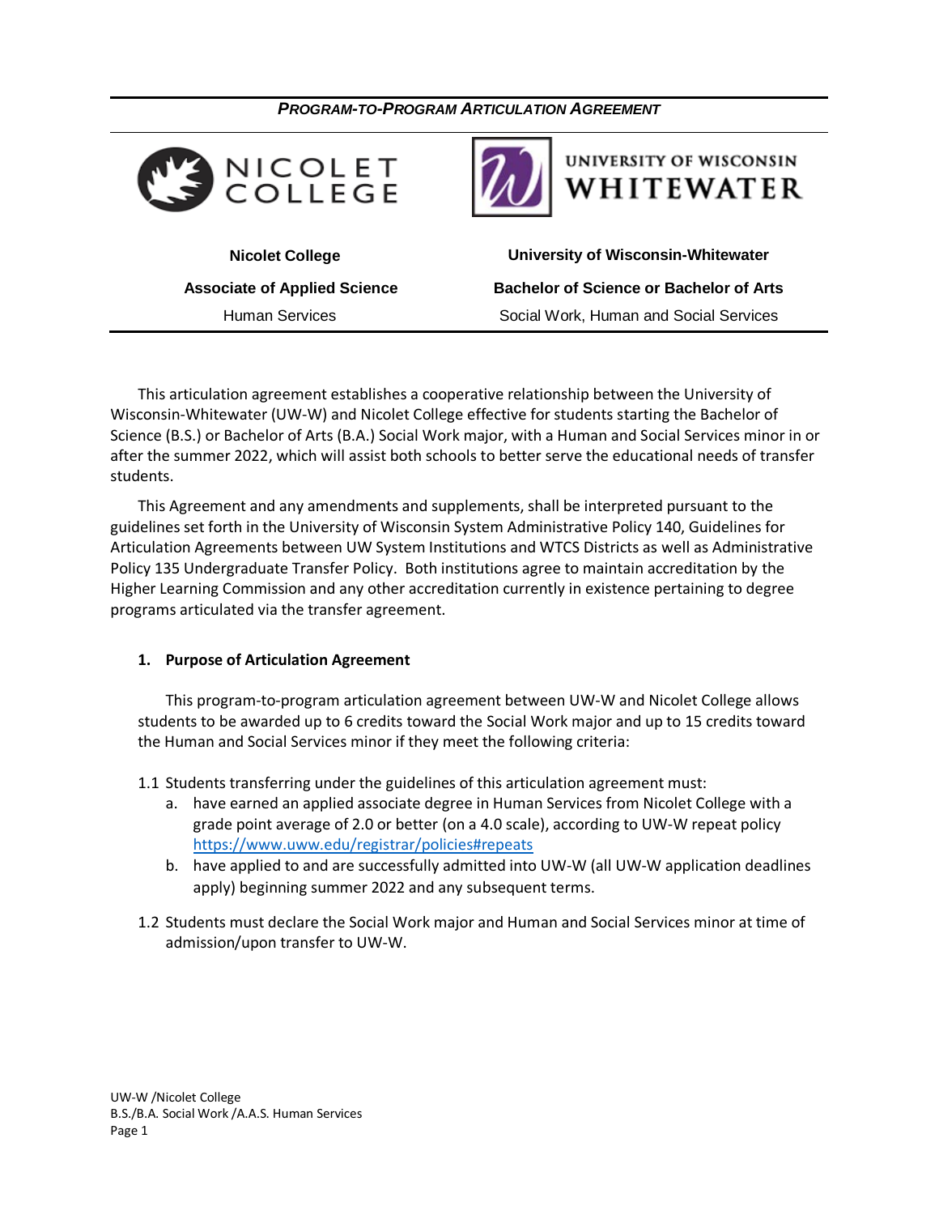***PROGRAM-TO-PROGRAM ARTICULATION AGREEMENT***

| Nicolet College | University of Wisconsin-Whitewater |
| --- | --- |
| **Associate of Applied Science** | **Bachelor of Science or Bachelor of Arts** |
| Human Services | Social Work, Human and Social Services |

This articulation agreement establishes a cooperative relationship between the University of Wisconsin-Whitewater (UW-W) and Nicolet College effective for students starting the Bachelor of Science (B.S.) or Bachelor of Arts (B.A.) Social Work major, with a Human and Social Services minor in or after the summer 2022, which will assist both schools to better serve the educational needs of transfer students.

This Agreement and any amendments and supplements, shall be interpreted pursuant to the guidelines set forth in the University of Wisconsin System Administrative Policy 140, Guidelines for Articulation Agreements between UW System Institutions and WTCS Districts as well as Administrative Policy 135 Undergraduate Transfer Policy. Both institutions agree to maintain accreditation by the Higher Learning Commission and any other accreditation currently in existence pertaining to degree programs articulated via the transfer agreement.

## 1. Purpose of Articulation Agreement

This program-to-program articulation agreement between UW-W and Nicolet College allows students to be awarded up to 6 credits toward the Social Work major and up to 15 credits toward the Human and Social Services minor if they meet the following criteria:

1.1 Students transferring under the guidelines of this articulation agreement must:

a. have earned an applied associate degree in Human Services from Nicolet College with a grade point average of 2.0 or better (on a 4.0 scale), according to UW-W repeat policy https://www.uww.edu/registrar/policies#repeats

b. have applied to and are successfully admitted into UW-W (all UW-W application deadlines apply) beginning summer 2022 and any subsequent terms.

1.2 Students must declare the Social Work major and Human and Social Services minor at time of admission/upon transfer to UW-W.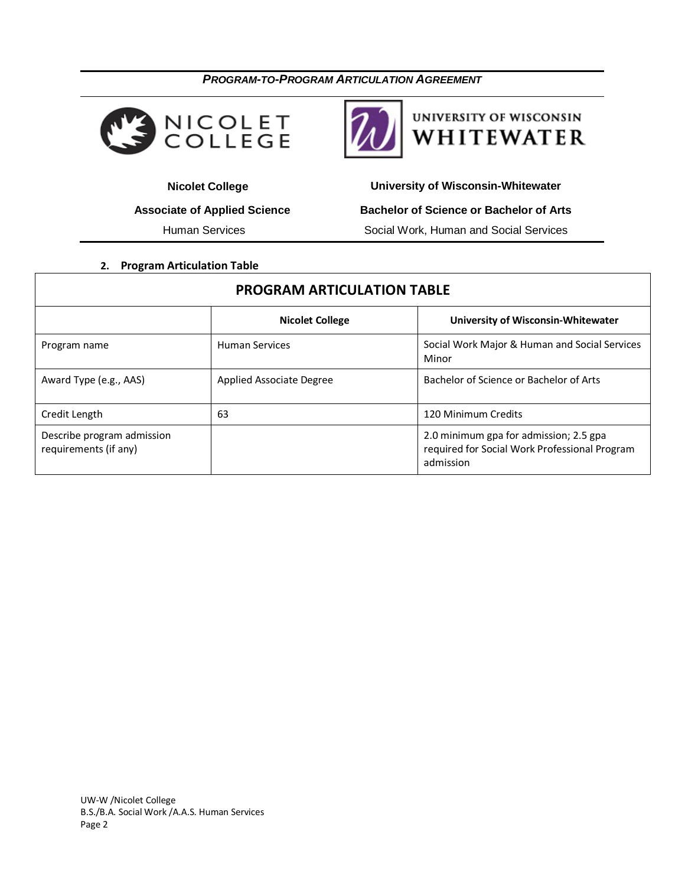*PROGRAM-TO-PROGRAM ARTICULATION AGREEMENT*

| Nicolet College | University of Wisconsin-Whitewater |
|---|---|
| **Associate of Applied Science** | **Bachelor of Science or Bachelor of Arts** |
| Human Services | Social Work, Human and Social Services |

## 2. Program Articulation Table

| PROGRAM ARTICULATION TABLE | | |
|---|---|---|
| | **Nicolet College** | **University of Wisconsin-Whitewater** |
| Program name | Human Services | Social Work Major & Human and Social Services Minor |
| Award Type (e.g., AAS) | Applied Associate Degree | Bachelor of Science or Bachelor of Arts |
| Credit Length | 63 | 120 Minimum Credits |
| Describe program admission requirements (if any) | | 2.0 minimum gpa for admission; 2.5 gpa required for Social Work Professional Program admission |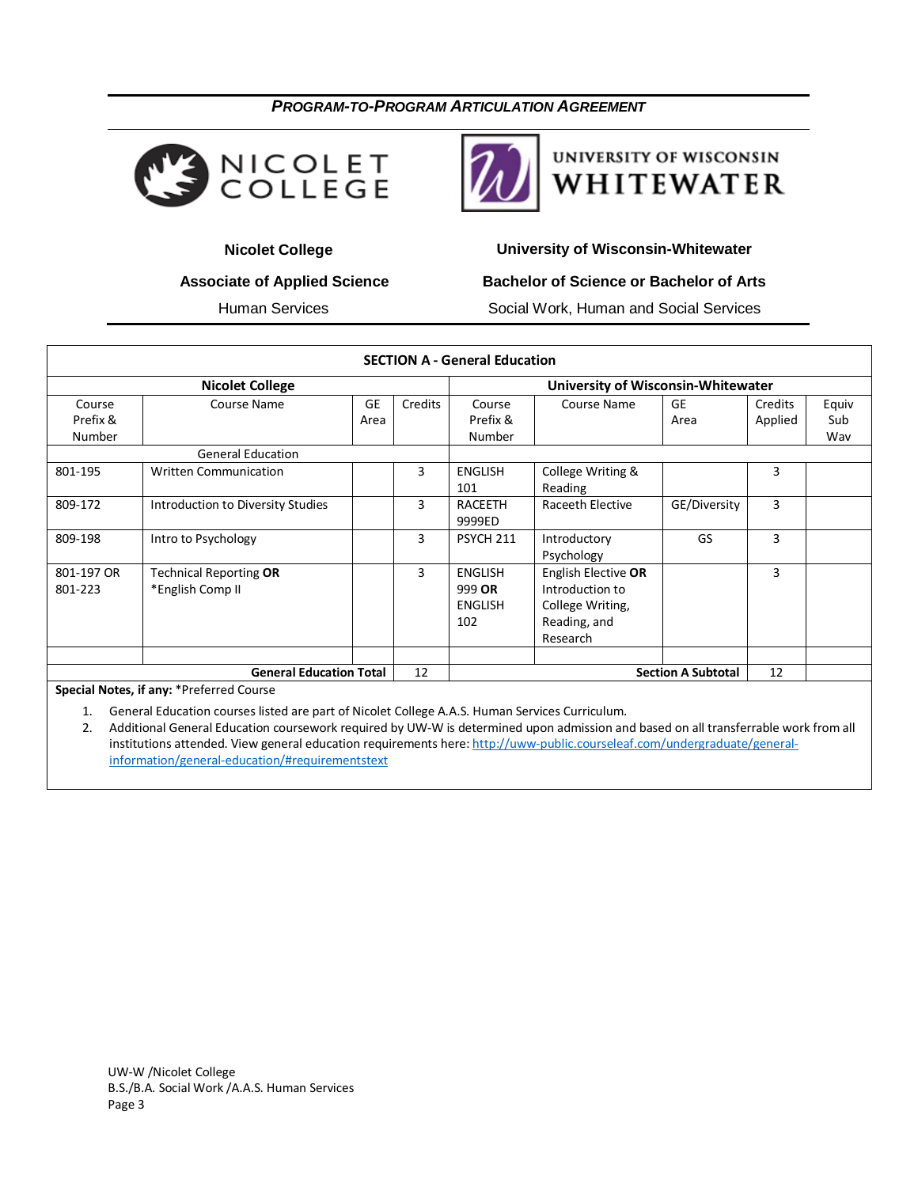***PROGRAM-TO-PROGRAM ARTICULATION AGREEMENT***

| **Nicolet College** | **University of Wisconsin-Whitewater** |
|---|---|
| **Associate of Applied Science** | **Bachelor of Science or Bachelor of Arts** |
| Human Services | Social Work, Human and Social Services |

| **SECTION A - General Education** | | | | | | | | |
|---|---|---|---|---|---|---|---|---|
| **Nicolet College** | | | | **University of Wisconsin-Whitewater** | | | | |
| Course Prefix & Number | Course Name | GE Area | Credits | Course Prefix & Number | Course Name | GE Area | Credits Applied | Equiv Sub Wav |
| | General Education | | | | | | | |
| 801-195 | Written Communication | | 3 | ENGLISH 101 | College Writing & Reading | | 3 | |
| 809-172 | Introduction to Diversity Studies | | 3 | RACEETH 9999ED | Raceeth Elective | GE/Diversity | 3 | |
| 809-198 | Intro to Psychology | | 3 | PSYCH 211 | Introductory Psychology | GS | 3 | |
| 801-197 OR 801-223 | Technical Reporting **OR** *English Comp II | | 3 | ENGLISH 999 **OR** ENGLISH 102 | English Elective **OR** Introduction to College Writing, Reading, and Research | | 3 | |
| | | | | | | | | |
| | **General Education Total** | | 12 | | **Section A Subtotal** | | 12 | |

**Special Notes, if any:** *Preferred Course

1. General Education courses listed are part of Nicolet College A.A.S. Human Services Curriculum.
2. Additional General Education coursework required by UW-W is determined upon admission and based on all transferrable work from all institutions attended. View general education requirements here: http://uww-public.courseleaf.com/undergraduate/general-information/general-education/#requirementstext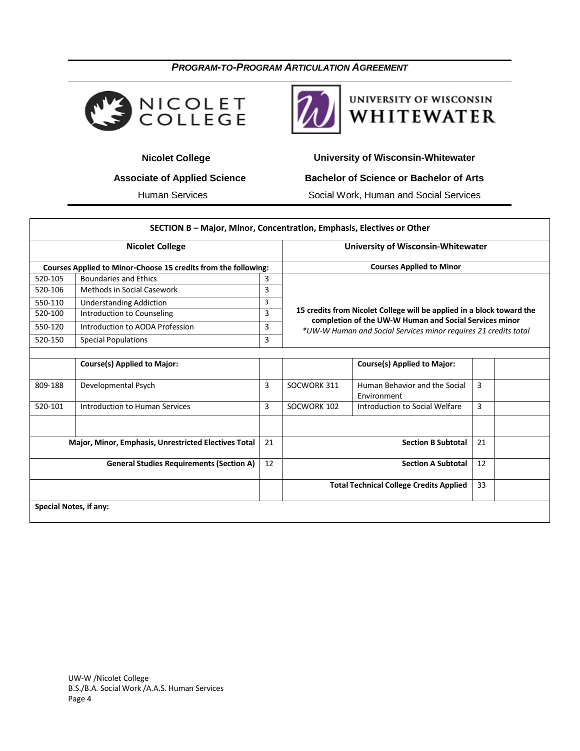***PROGRAM-TO-PROGRAM ARTICULATION AGREEMENT***

| **Nicolet College** | **University of Wisconsin-Whitewater** |
|---|---|
| **Associate of Applied Science** | **Bachelor of Science or Bachelor of Arts** |
| Human Services | Social Work, Human and Social Services |

| **SECTION B – Major, Minor, Concentration, Emphasis, Electives or Other** | | | | | | |
|---|---|---|---|---|---|---|
| **Nicolet College** | | | **University of Wisconsin-Whitewater** | | | |
| **Courses Applied to Minor-Choose 15 credits from the following:** | | | **Courses Applied to Minor** | | | |
| 520-105 | Boundaries and Ethics | 3 | **15 credits from Nicolet College will be applied in a block toward the completion of the UW-W Human and Social Services minor** *\*UW-W Human and Social Services minor requires 21 credits total* | | | |
| 520-106 | Methods in Social Casework | 3 | | | | |
| 550-110 | Understanding Addiction | 3 | | | | |
| 520-100 | Introduction to Counseling | 3 | | | | |
| 550-120 | Introduction to AODA Profession | 3 | | | | |
| 520-150 | Special Populations | 3 | | | | |
| | **Course(s) Applied to Major:** | | | **Course(s) Applied to Major:** | | |
| 809-188 | Developmental Psych | 3 | SOCWORK 311 | Human Behavior and the Social Environment | 3 | |
| 520-101 | Introduction to Human Services | 3 | SOCWORK 102 | Introduction to Social Welfare | 3 | |
| | | | | | | |
| **Major, Minor, Emphasis, Unrestricted Electives Total** | | 21 | **Section B Subtotal** | | 21 | |
| **General Studies Requirements (Section A)** | | 12 | **Section A Subtotal** | | 12 | |
| | | | **Total Technical College Credits Applied** | | 33 | |

**Special Notes, if any:**

UW-W /Nicolet College
B.S./B.A. Social Work /A.A.S. Human Services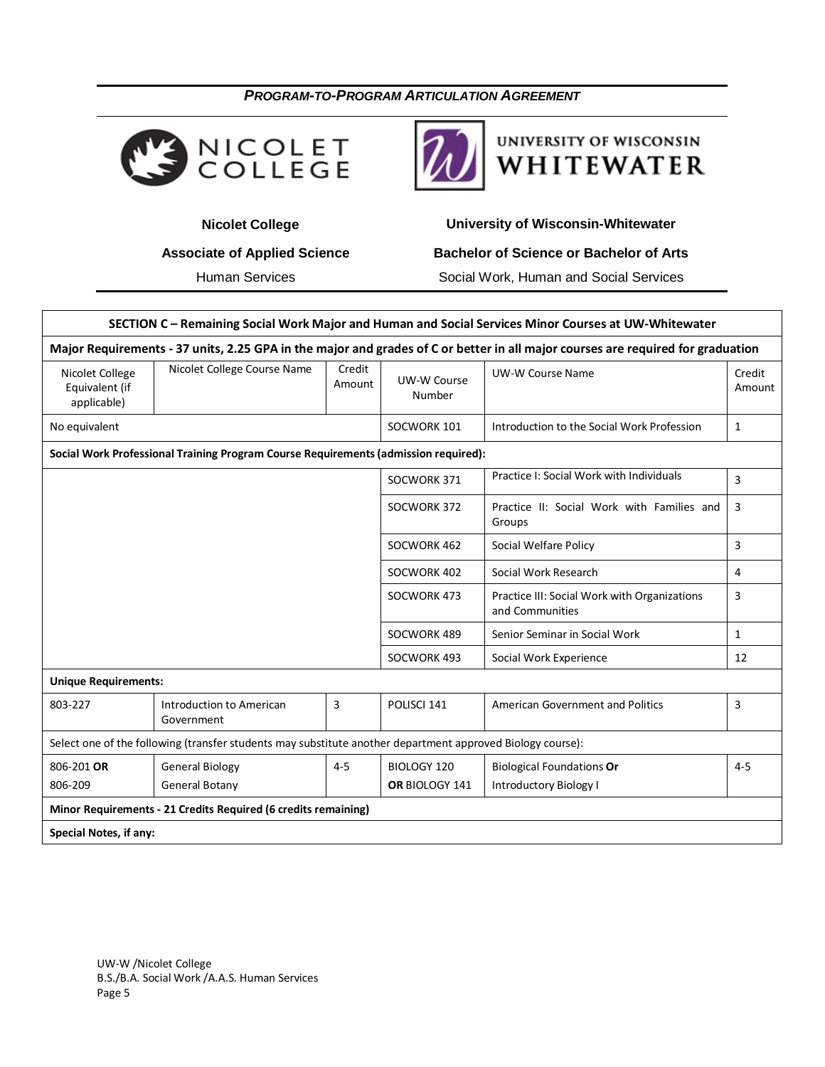*PROGRAM-TO-PROGRAM ARTICULATION AGREEMENT*

| **Nicolet College** | **University of Wisconsin-Whitewater** |
|---|---|
| **Associate of Applied Science** | **Bachelor of Science or Bachelor of Arts** |
| Human Services | Social Work, Human and Social Services |

| **SECTION C – Remaining Social Work Major and Human and Social Services Minor Courses at UW-Whitewater** | | | | | |
|---|---|---|---|---|---|
| **Major Requirements - 37 units, 2.25 GPA in the major and grades of C or better in all major courses are required for graduation** | | | | | |
| Nicolet College Equivalent (if applicable) | Nicolet College Course Name | Credit Amount | UW-W Course Number | UW-W Course Name | Credit Amount |
| No equivalent | | | SOCWORK 101 | Introduction to the Social Work Profession | 1 |
| **Social Work Professional Training Program Course Requirements (admission required):** | | | | | |
| | | | SOCWORK 371 | Practice I: Social Work with Individuals | 3 |
| | | | SOCWORK 372 | Practice II: Social Work with Families and Groups | 3 |
| | | | SOCWORK 462 | Social Welfare Policy | 3 |
| | | | SOCWORK 402 | Social Work Research | 4 |
| | | | SOCWORK 473 | Practice III: Social Work with Organizations and Communities | 3 |
| | | | SOCWORK 489 | Senior Seminar in Social Work | 1 |
| | | | SOCWORK 493 | Social Work Experience | 12 |
| **Unique Requirements:** | | | | | |
| 803-227 | Introduction to American Government | 3 | POLISCI 141 | American Government and Politics | 3 |
| Select one of the following (transfer students may substitute another department approved Biology course): | | | | | |
| 806-201 **OR** 806-209 | General Biology General Botany | 4-5 | BIOLOGY 120 **OR** BIOLOGY 141 | Biological Foundations **Or** Introductory Biology I | 4-5 |
| **Minor Requirements - 21 Credits Required (6 credits remaining)** | | | | | |
| **Special Notes, if any:** | | | | | |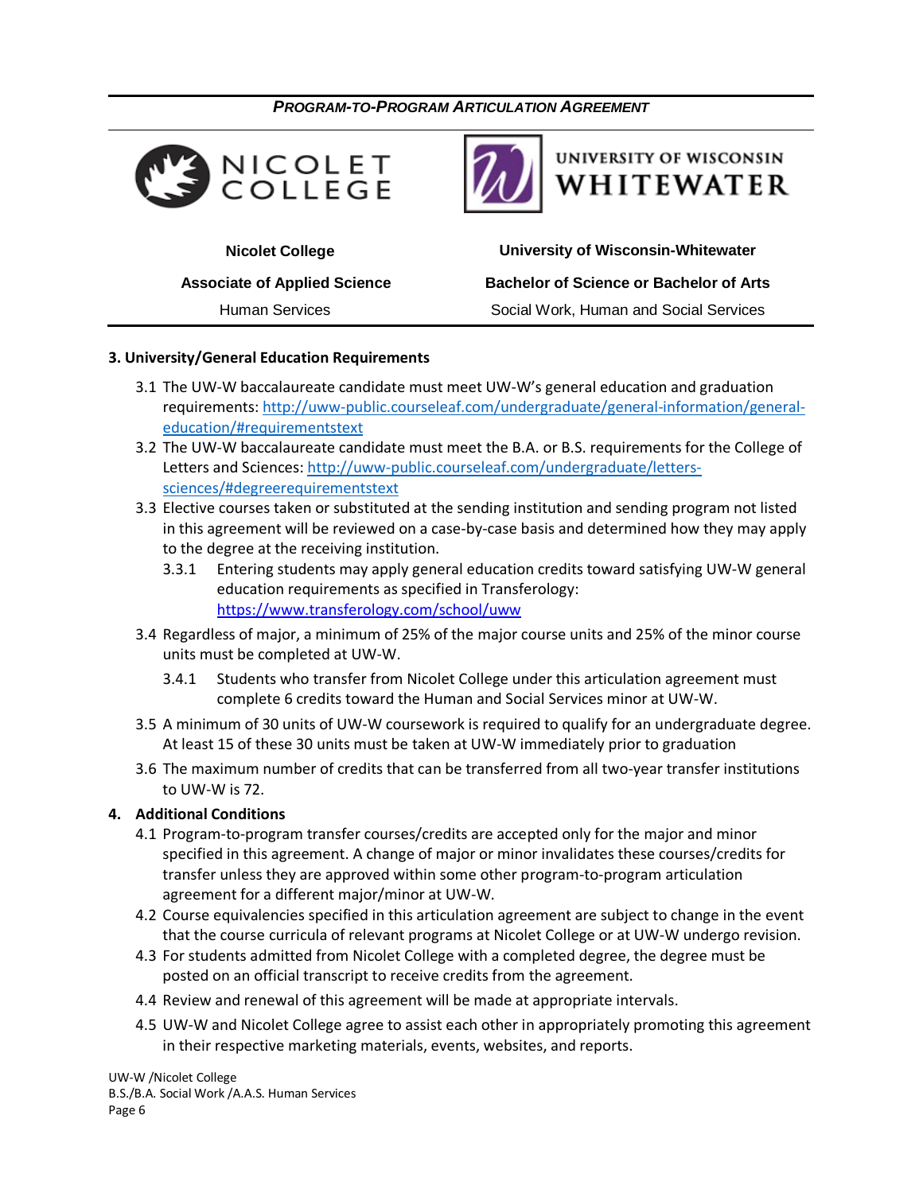## 3. University/General Education Requirements

3.1 The UW-W baccalaureate candidate must meet UW-W's general education and graduation requirements: http://uww-public.courseleaf.com/undergraduate/general-information/general-education/#requirementstext

3.2 The UW-W baccalaureate candidate must meet the B.A. or B.S. requirements for the College of Letters and Sciences: http://uww-public.courseleaf.com/undergraduate/letters-sciences/#degreerequirementstext

3.3 Elective courses taken or substituted at the sending institution and sending program not listed in this agreement will be reviewed on a case-by-case basis and determined how they may apply to the degree at the receiving institution.

- 3.3.1 Entering students may apply general education credits toward satisfying UW-W general education requirements as specified in Transferology: https://www.transferology.com/school/uww

3.4 Regardless of major, a minimum of 25% of the major course units and 25% of the minor course units must be completed at UW-W.

- 3.4.1 Students who transfer from Nicolet College under this articulation agreement must complete 6 credits toward the Human and Social Services minor at UW-W.

3.5 A minimum of 30 units of UW-W coursework is required to qualify for an undergraduate degree. At least 15 of these 30 units must be taken at UW-W immediately prior to graduation

3.6 The maximum number of credits that can be transferred from all two-year transfer institutions to UW-W is 72.

## 4. Additional Conditions

4.1 Program-to-program transfer courses/credits are accepted only for the major and minor specified in this agreement. A change of major or minor invalidates these courses/credits for transfer unless they are approved within some other program-to-program articulation agreement for a different major/minor at UW-W.

4.2 Course equivalencies specified in this articulation agreement are subject to change in the event that the course curricula of relevant programs at Nicolet College or at UW-W undergo revision.

4.3 For students admitted from Nicolet College with a completed degree, the degree must be posted on an official transcript to receive credits from the agreement.

4.4 Review and renewal of this agreement will be made at appropriate intervals.

4.5 UW-W and Nicolet College agree to assist each other in appropriately promoting this agreement in their respective marketing materials, events, websites, and reports.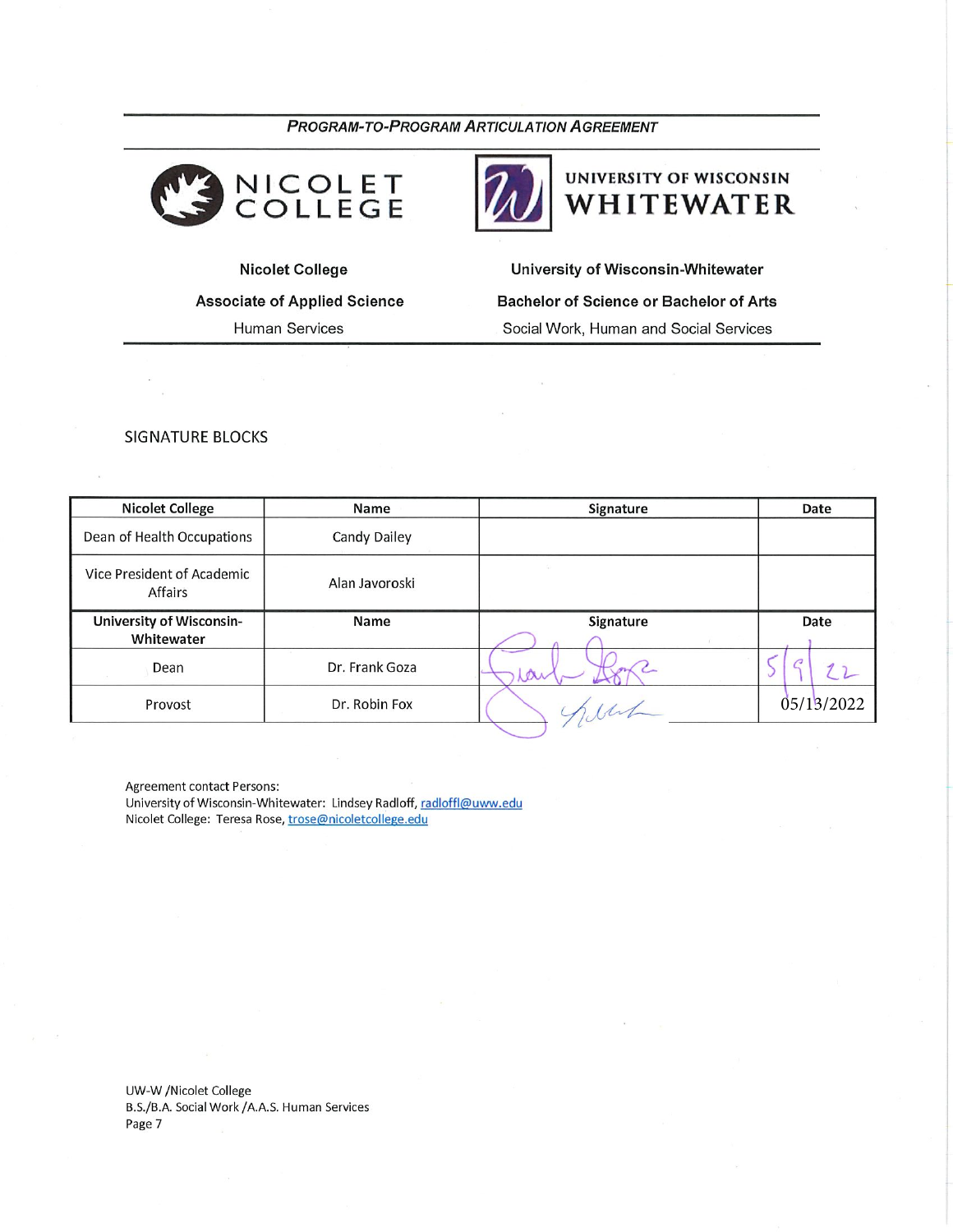***PROGRAM-TO-PROGRAM ARTICULATION AGREEMENT***

| Nicolet College | University of Wisconsin-Whitewater |
| --- | --- |
| **Associate of Applied Science** | **Bachelor of Science or Bachelor of Arts** |
| Human Services | Social Work, Human and Social Services |

SIGNATURE BLOCKS

| Nicolet College | Name | Signature | Date |
| --- | --- | --- | --- |
| Dean of Health Occupations | Candy Dailey | | |
| Vice President of Academic Affairs | Alan Javoroski | | |
| **University of Wisconsin-Whitewater** | **Name** | **Signature** | **Date** |
| Dean | Dr. Frank Goza | Frank Goza | 5/9/22 |
| Provost | Dr. Robin Fox | Robin Fox | 05/13/2022 |

Agreement contact Persons:
University of Wisconsin-Whitewater: Lindsey Radloff, radloffl@uww.edu
Nicolet College: Teresa Rose, trose@nicoletcollege.edu

UW-W /Nicolet College
B.S./B.A. Social Work /A.A.S. Human Services